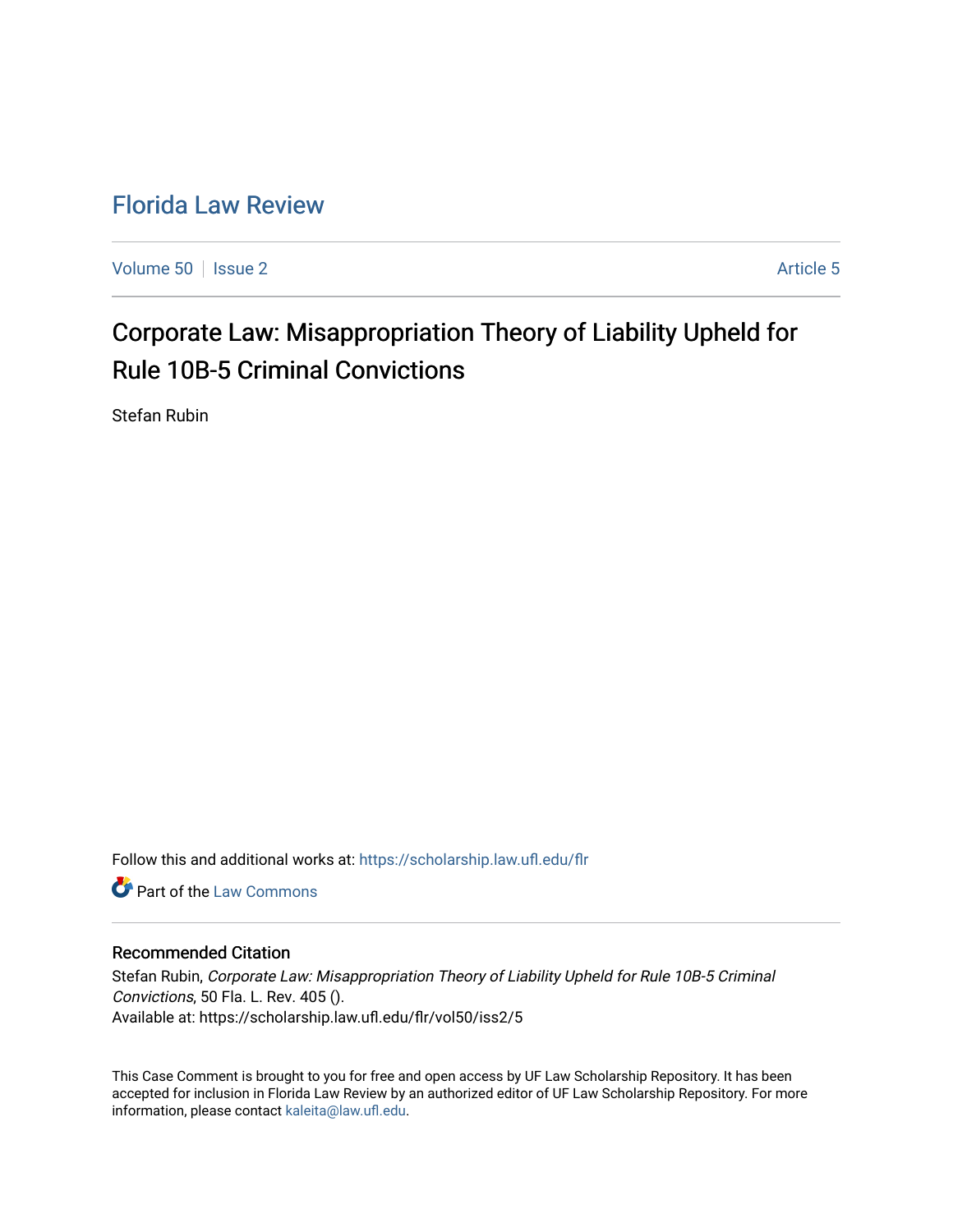# Florida Law Review

Volume 50 | Issue 2 | Article 5

## Corporate Law: Misappropriation Theory of Liability Upheld for Rule 10B-5 Criminal Convictions

Stefan Rubin

Follow this and additional works at: https://scholarship.law.ufl.edu/flr

Part of the Law Commons

### Recommended Citation

Stefan Rubin, *Corporate Law: Misappropriation Theory of Liability Upheld for Rule 10B-5 Criminal Convictions*, 50 Fla. L. Rev. 405 ().

Available at: https://scholarship.law.ufl.edu/flr/vol50/iss2/5

This Case Comment is brought to you for free and open access by UF Law Scholarship Repository. It has been accepted for inclusion in Florida Law Review by an authorized editor of UF Law Scholarship Repository. For more information, please contact kaleita@law.ufl.edu.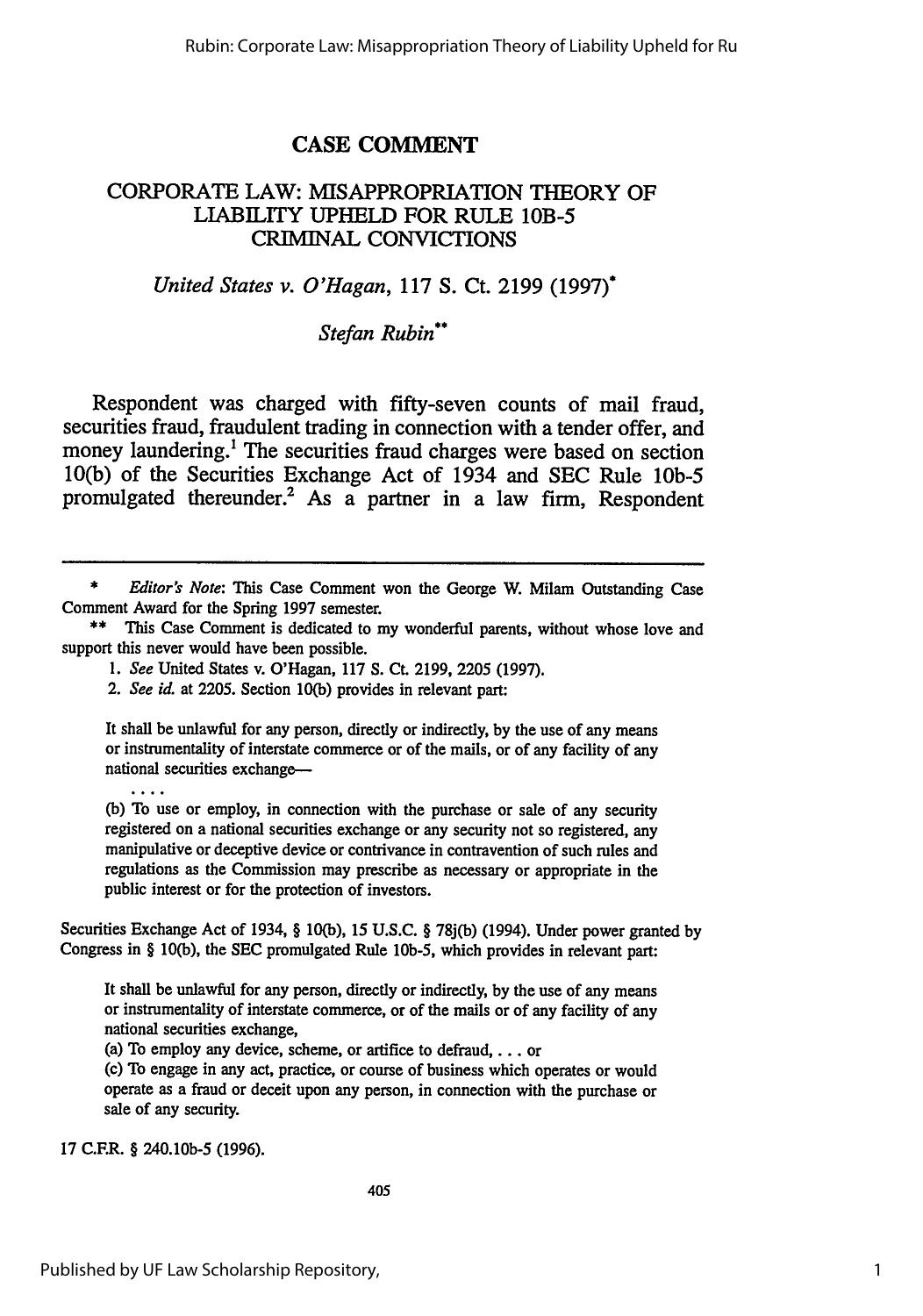## CASE COMMENT

### CORPORATE LAW: MISAPPROPRIATION THEORY OF LIABILITY UPHELD FOR RULE 10B-5 CRIMINAL CONVICTIONS

*United States v. O'Hagan*, 117 S. Ct. 2199 (1997)*

*Stefan Rubin***

Respondent was charged with fifty-seven counts of mail fraud, securities fraud, fraudulent trading in connection with a tender offer, and money laundering.[1] The securities fraud charges were based on section 10(b) of the Securities Exchange Act of 1934 and SEC Rule 10b-5 promulgated thereunder.[2] As a partner in a law firm, Respondent

---

\* *Editor's Note*: This Case Comment won the George W. Milam Outstanding Case Comment Award for the Spring 1997 semester.

\** This Case Comment is dedicated to my wonderful parents, without whose love and support this never would have been possible.

1. *See* United States v. O'Hagan, 117 S. Ct. 2199, 2205 (1997).

2. *See id.* at 2205. Section 10(b) provides in relevant part:

> It shall be unlawful for any person, directly or indirectly, by the use of any means or instrumentality of interstate commerce or of the mails, or of any facility of any national securities exchange—
>
> . . . .
>
> (b) To use or employ, in connection with the purchase or sale of any security registered on a national securities exchange or any security not so registered, any manipulative or deceptive device or contrivance in contravention of such rules and regulations as the Commission may prescribe as necessary or appropriate in the public interest or for the protection of investors.

Securities Exchange Act of 1934, § 10(b), 15 U.S.C. § 78j(b) (1994). Under power granted by Congress in § 10(b), the SEC promulgated Rule 10b-5, which provides in relevant part:

> It shall be unlawful for any person, directly or indirectly, by the use of any means or instrumentality of interstate commerce, or of the mails or of any facility of any national securities exchange,
>
> (a) To employ any device, scheme, or artifice to defraud, . . . or
>
> (c) To engage in any act, practice, or course of business which operates or would operate as a fraud or deceit upon any person, in connection with the purchase or sale of any security.

17 C.F.R. § 240.10b-5 (1996).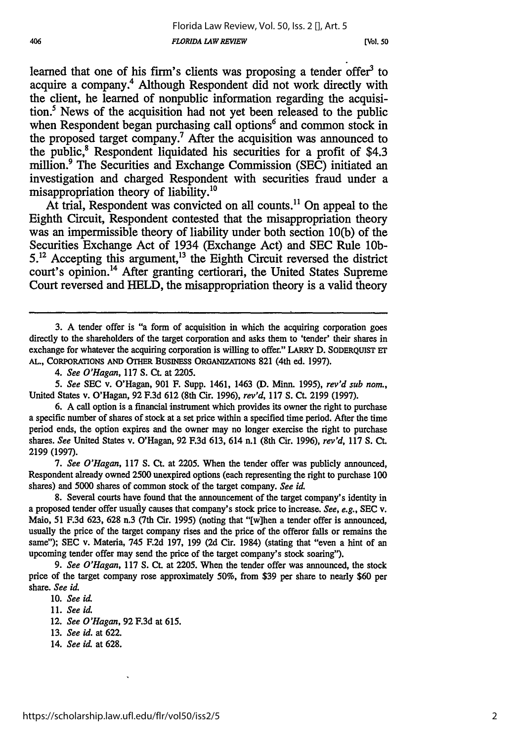learned that one of his firm's clients was proposing a tender offer[3] to acquire a company.[4] Although Respondent did not work directly with the client, he learned of nonpublic information regarding the acquisition.[5] News of the acquisition had not yet been released to the public when Respondent began purchasing call options[6] and common stock in the proposed target company.[7] After the acquisition was announced to the public,[8] Respondent liquidated his securities for a profit of $4.3 million.[9] The Securities and Exchange Commission (SEC) initiated an investigation and charged Respondent with securities fraud under a misappropriation theory of liability.[10]

At trial, Respondent was convicted on all counts.[11] On appeal to the Eighth Circuit, Respondent contested that the misappropriation theory was an impermissible theory of liability under both section 10(b) of the Securities Exchange Act of 1934 (Exchange Act) and SEC Rule 10b-5.[12] Accepting this argument,[13] the Eighth Circuit reversed the district court's opinion.[14] After granting certiorari, the United States Supreme Court reversed and HELD, the misappropriation theory is a valid theory

---

3. A tender offer is "a form of acquisition in which the acquiring corporation goes directly to the shareholders of the target corporation and asks them to 'tender' their shares in exchange for whatever the acquiring corporation is willing to offer." LARRY D. SODERQUIST ET AL., CORPORATIONS AND OTHER BUSINESS ORGANIZATIONS 821 (4th ed. 1997).

4. *See O'Hagan*, 117 S. Ct. at 2205.

5. *See* SEC v. O'Hagan, 901 F. Supp. 1461, 1463 (D. Minn. 1995), *rev'd sub nom.*, United States v. O'Hagan, 92 F.3d 612 (8th Cir. 1996), *rev'd*, 117 S. Ct. 2199 (1997).

6. A call option is a financial instrument which provides its owner the right to purchase a specific number of shares of stock at a set price within a specified time period. After the time period ends, the option expires and the owner may no longer exercise the right to purchase shares. *See* United States v. O'Hagan, 92 F.3d 613, 614 n.1 (8th Cir. 1996), *rev'd*, 117 S. Ct. 2199 (1997).

7. *See O'Hagan*, 117 S. Ct. at 2205. When the tender offer was publicly announced, Respondent already owned 2500 unexpired options (each representing the right to purchase 100 shares) and 5000 shares of common stock of the target company. *See id.*

8. Several courts have found that the announcement of the target company's identity in a proposed tender offer usually causes that company's stock price to increase. *See, e.g.*, SEC v. Maio, 51 F.3d 623, 628 n.3 (7th Cir. 1995) (noting that "[w]hen a tender offer is announced, usually the price of the target company rises and the price of the offeror falls or remains the same"); SEC v. Materia, 745 F.2d 197, 199 (2d Cir. 1984) (stating that "even a hint of an upcoming tender offer may send the price of the target company's stock soaring").

9. *See O'Hagan*, 117 S. Ct. at 2205. When the tender offer was announced, the stock price of the target company rose approximately 50%, from $39 per share to nearly $60 per share. *See id.*

10. *See id.*

11. *See id.*

12. *See O'Hagan*, 92 F.3d at 615.

13. *See id.* at 622.

14. *See id.* at 628.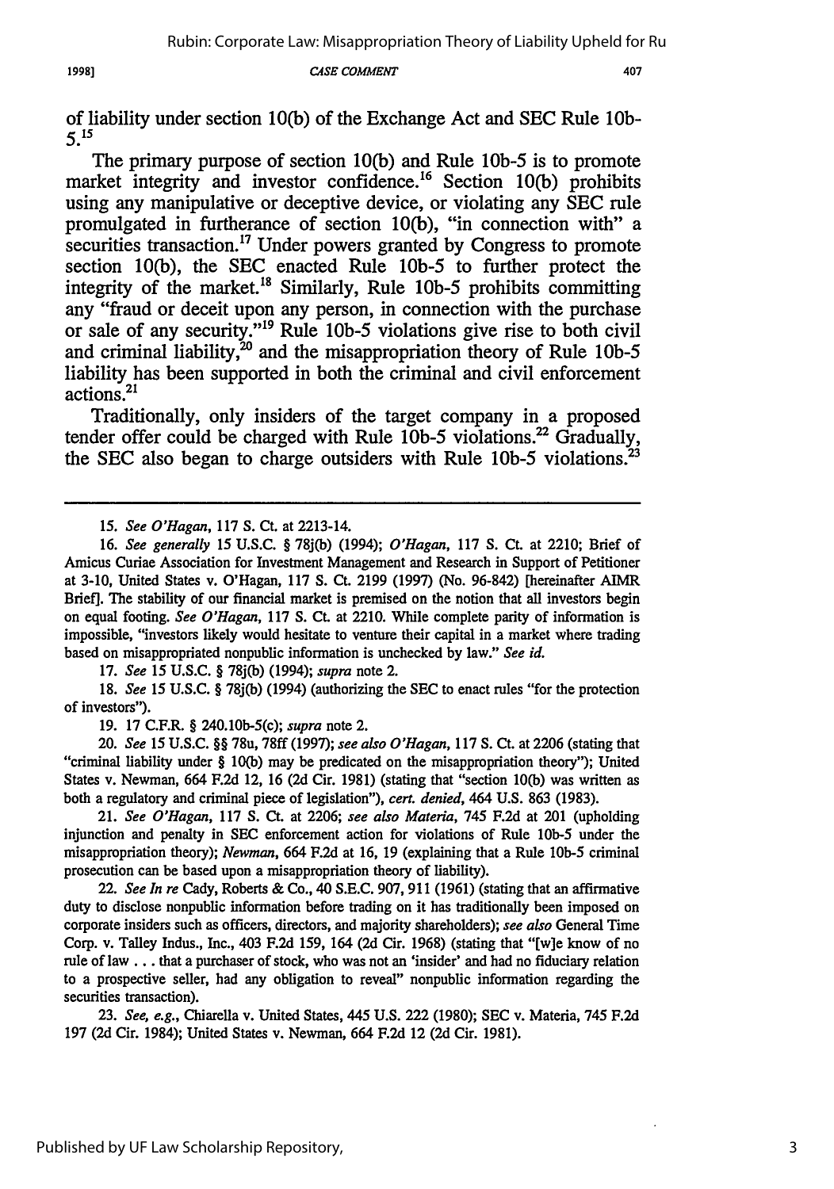of liability under section 10(b) of the Exchange Act and SEC Rule 10b-5.[15]

The primary purpose of section 10(b) and Rule 10b-5 is to promote market integrity and investor confidence.[16] Section 10(b) prohibits using any manipulative or deceptive device, or violating any SEC rule promulgated in furtherance of section 10(b), "in connection with" a securities transaction.[17] Under powers granted by Congress to promote section 10(b), the SEC enacted Rule 10b-5 to further protect the integrity of the market.[18] Similarly, Rule 10b-5 prohibits committing any "fraud or deceit upon any person, in connection with the purchase or sale of any security."[19] Rule 10b-5 violations give rise to both civil and criminal liability,[20] and the misappropriation theory of Rule 10b-5 liability has been supported in both the criminal and civil enforcement actions.[21]

Traditionally, only insiders of the target company in a proposed tender offer could be charged with Rule 10b-5 violations.[22] Gradually, the SEC also began to charge outsiders with Rule 10b-5 violations.[23]

---

15. *See O'Hagan*, 117 S. Ct. at 2213-14.

16. *See generally* 15 U.S.C. § 78j(b) (1994); *O'Hagan*, 117 S. Ct. at 2210; Brief of Amicus Curiae Association for Investment Management and Research in Support of Petitioner at 3-10, United States v. O'Hagan, 117 S. Ct. 2199 (1997) (No. 96-842) [hereinafter AIMR Brief]. The stability of our financial market is premised on the notion that all investors begin on equal footing. *See O'Hagan*, 117 S. Ct. at 2210. While complete parity of information is impossible, "investors likely would hesitate to venture their capital in a market where trading based on misappropriated nonpublic information is unchecked by law." *See id.*

17. *See* 15 U.S.C. § 78j(b) (1994); *supra* note 2.

18. *See* 15 U.S.C. § 78j(b) (1994) (authorizing the SEC to enact rules "for the protection of investors").

19. 17 C.F.R. § 240.10b-5(c); *supra* note 2.

20. *See* 15 U.S.C. §§ 78u, 78ff (1997); *see also O'Hagan*, 117 S. Ct. at 2206 (stating that "criminal liability under § 10(b) may be predicated on the misappropriation theory"); United States v. Newman, 664 F.2d 12, 16 (2d Cir. 1981) (stating that "section 10(b) was written as both a regulatory and criminal piece of legislation"), *cert. denied*, 464 U.S. 863 (1983).

21. *See O'Hagan*, 117 S. Ct. at 2206; *see also Materia*, 745 F.2d at 201 (upholding injunction and penalty in SEC enforcement action for violations of Rule 10b-5 under the misappropriation theory); *Newman*, 664 F.2d at 16, 19 (explaining that a Rule 10b-5 criminal prosecution can be based upon a misappropriation theory of liability).

22. *See In re* Cady, Roberts & Co., 40 S.E.C. 907, 911 (1961) (stating that an affirmative duty to disclose nonpublic information before trading on it has traditionally been imposed on corporate insiders such as officers, directors, and majority shareholders); *see also* General Time Corp. v. Talley Indus., Inc., 403 F.2d 159, 164 (2d Cir. 1968) (stating that "[w]e know of no rule of law . . . that a purchaser of stock, who was not an 'insider' and had no fiduciary relation to a prospective seller, had any obligation to reveal" nonpublic information regarding the securities transaction).

23. *See, e.g.*, Chiarella v. United States, 445 U.S. 222 (1980); SEC v. Materia, 745 F.2d 197 (2d Cir. 1984); United States v. Newman, 664 F.2d 12 (2d Cir. 1981).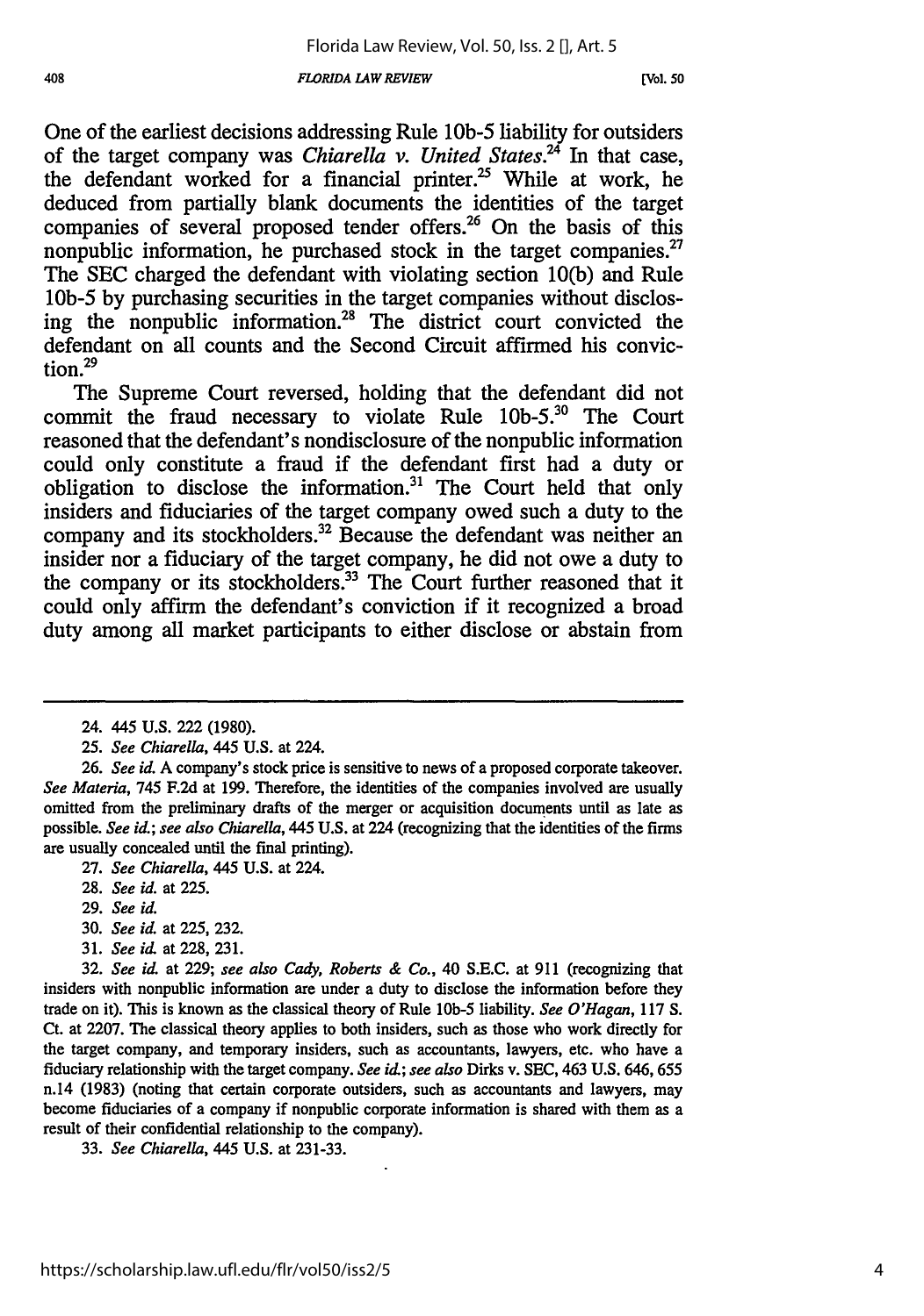One of the earliest decisions addressing Rule 10b-5 liability for outsiders of the target company was *Chiarella v. United States*.[24] In that case, the defendant worked for a financial printer.[25] While at work, he deduced from partially blank documents the identities of the target companies of several proposed tender offers.[26] On the basis of this nonpublic information, he purchased stock in the target companies.[27] The SEC charged the defendant with violating section 10(b) and Rule 10b-5 by purchasing securities in the target companies without disclosing the nonpublic information.[28] The district court convicted the defendant on all counts and the Second Circuit affirmed his conviction.[29]

The Supreme Court reversed, holding that the defendant did not commit the fraud necessary to violate Rule 10b-5.[30] The Court reasoned that the defendant's nondisclosure of the nonpublic information could only constitute a fraud if the defendant first had a duty or obligation to disclose the information.[31] The Court held that only insiders and fiduciaries of the target company owed such a duty to the company and its stockholders.[32] Because the defendant was neither an insider nor a fiduciary of the target company, he did not owe a duty to the company or its stockholders.[33] The Court further reasoned that it could only affirm the defendant's conviction if it recognized a broad duty among all market participants to either disclose or abstain from

---

24. 445 U.S. 222 (1980).

25. *See Chiarella*, 445 U.S. at 224.

26. *See id.* A company's stock price is sensitive to news of a proposed corporate takeover. *See Materia*, 745 F.2d at 199. Therefore, the identities of the companies involved are usually omitted from the preliminary drafts of the merger or acquisition documents until as late as possible. *See id.*; *see also Chiarella*, 445 U.S. at 224 (recognizing that the identities of the firms are usually concealed until the final printing).

27. *See Chiarella*, 445 U.S. at 224.

28. *See id.* at 225.

29. *See id.*

30. *See id.* at 225, 232.

31. *See id.* at 228, 231.

32. *See id.* at 229; *see also Cady, Roberts & Co.*, 40 S.E.C. at 911 (recognizing that insiders with nonpublic information are under a duty to disclose the information before they trade on it). This is known as the classical theory of Rule 10b-5 liability. *See O'Hagan*, 117 S. Ct. at 2207. The classical theory applies to both insiders, such as those who work directly for the target company, and temporary insiders, such as accountants, lawyers, etc. who have a fiduciary relationship with the target company. *See id.*; *see also* Dirks v. SEC, 463 U.S. 646, 655 n.14 (1983) (noting that certain corporate outsiders, such as accountants and lawyers, may become fiduciaries of a company if nonpublic corporate information is shared with them as a result of their confidential relationship to the company).

33. *See Chiarella*, 445 U.S. at 231-33.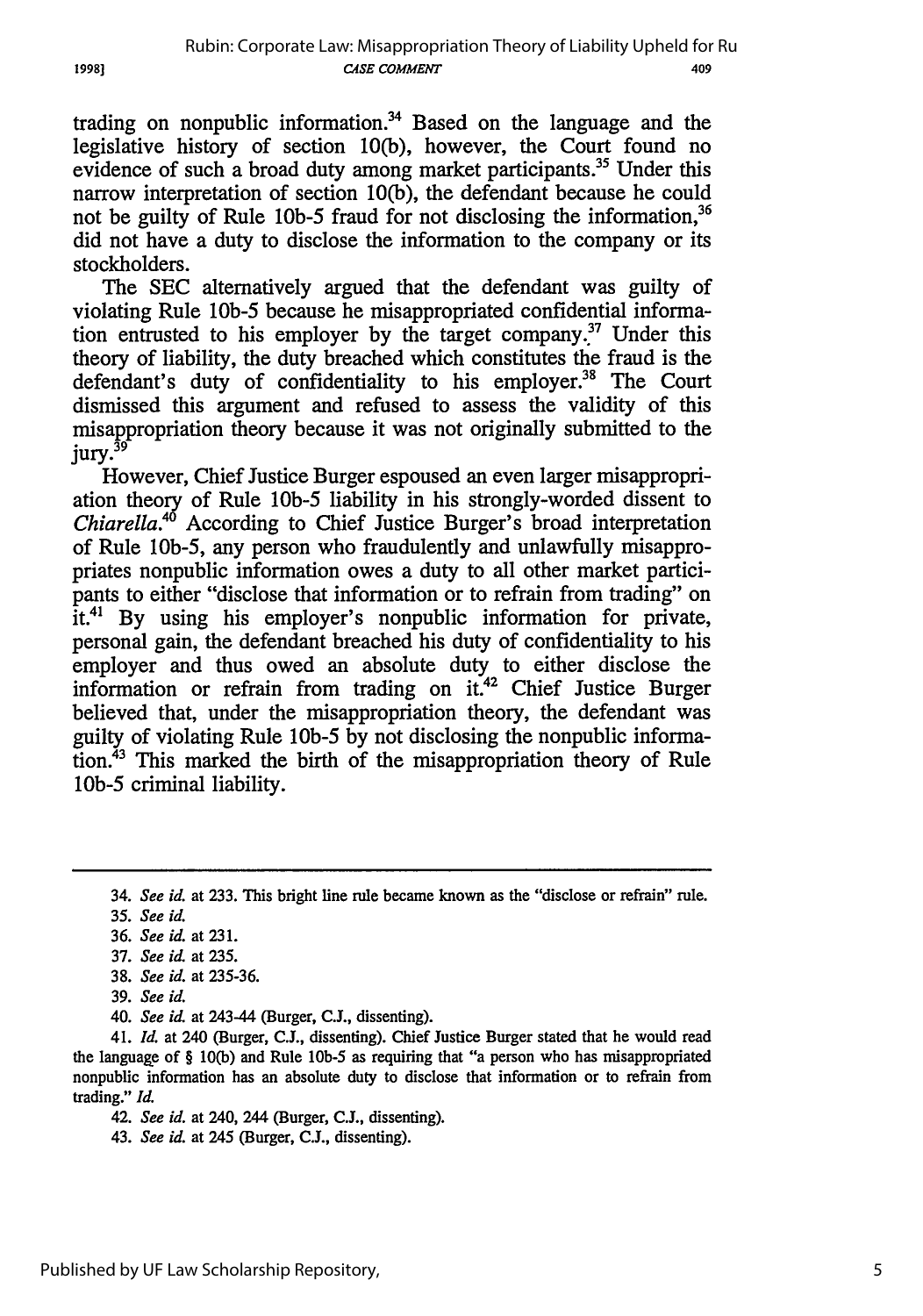trading on nonpublic information.[34] Based on the language and the legislative history of section 10(b), however, the Court found no evidence of such a broad duty among market participants.[35] Under this narrow interpretation of section 10(b), the defendant because he could not be guilty of Rule 10b-5 fraud for not disclosing the information,[36] did not have a duty to disclose the information to the company or its stockholders.

The SEC alternatively argued that the defendant was guilty of violating Rule 10b-5 because he misappropriated confidential information entrusted to his employer by the target company.[37] Under this theory of liability, the duty breached which constitutes the fraud is the defendant's duty of confidentiality to his employer.[38] The Court dismissed this argument and refused to assess the validity of this misappropriation theory because it was not originally submitted to the jury.[39]

However, Chief Justice Burger espoused an even larger misappropriation theory of Rule 10b-5 liability in his strongly-worded dissent to *Chiarella*.[40] According to Chief Justice Burger's broad interpretation of Rule 10b-5, any person who fraudulently and unlawfully misappropriates nonpublic information owes a duty to all other market participants to either "disclose that information or to refrain from trading" on it.[41] By using his employer's nonpublic information for private, personal gain, the defendant breached his duty of confidentiality to his employer and thus owed an absolute duty to either disclose the information or refrain from trading on it.[42] Chief Justice Burger believed that, under the misappropriation theory, the defendant was guilty of violating Rule 10b-5 by not disclosing the nonpublic information.[43] This marked the birth of the misappropriation theory of Rule 10b-5 criminal liability.

---

34. *See id.* at 233. This bright line rule became known as the "disclose or refrain" rule.

35. *See id.*

36. *See id.* at 231.

37. *See id.* at 235.

38. *See id.* at 235-36.

39. *See id.*

40. *See id.* at 243-44 (Burger, C.J., dissenting).

41. *Id.* at 240 (Burger, C.J., dissenting). Chief Justice Burger stated that he would read the language of § 10(b) and Rule 10b-5 as requiring that "a person who has misappropriated nonpublic information has an absolute duty to disclose that information or to refrain from trading." *Id.*

42. *See id.* at 240, 244 (Burger, C.J., dissenting).

43. *See id.* at 245 (Burger, C.J., dissenting).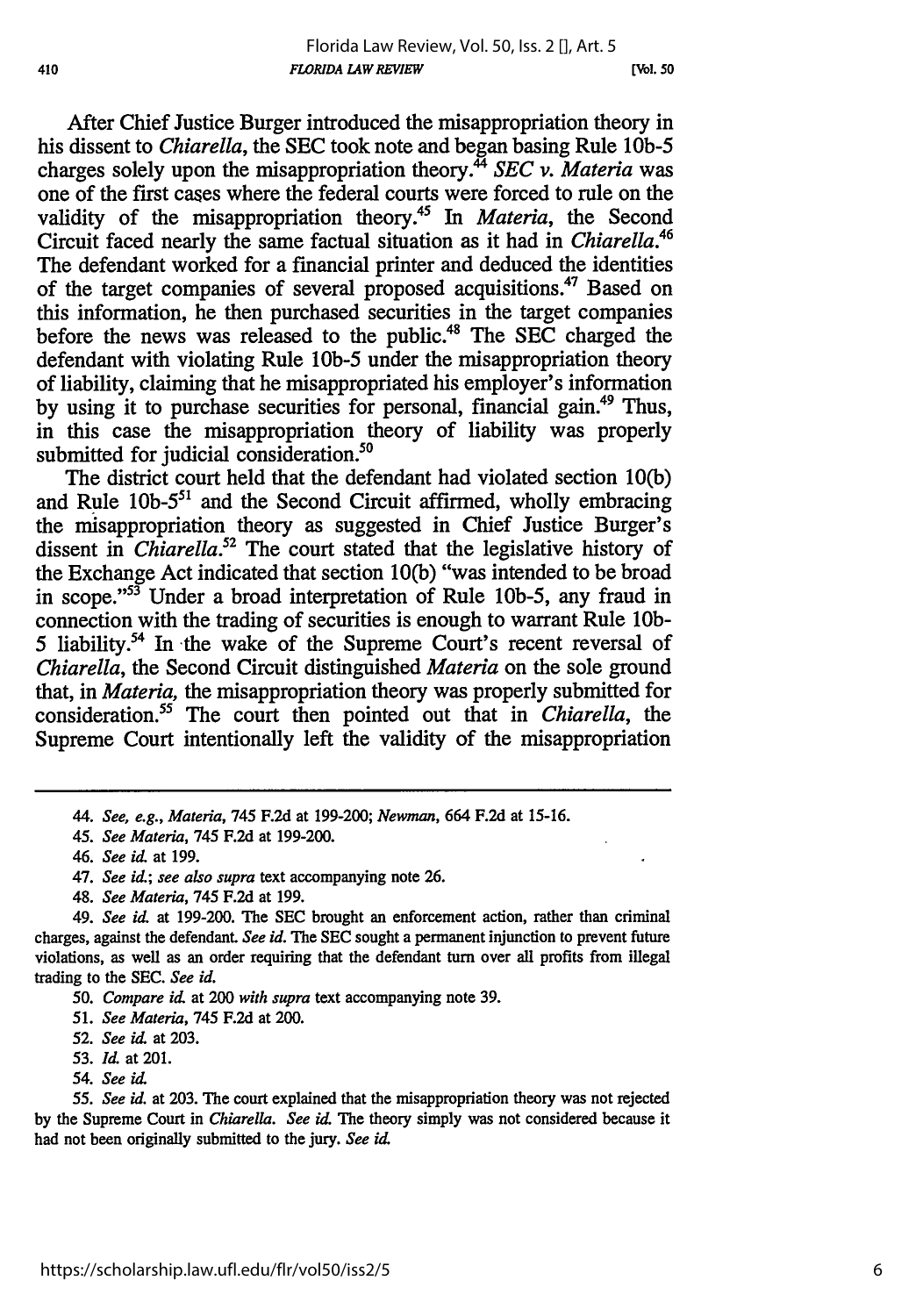After Chief Justice Burger introduced the misappropriation theory in his dissent to *Chiarella*, the SEC took note and began basing Rule 10b-5 charges solely upon the misappropriation theory.[44] *SEC v. Materia* was one of the first cases where the federal courts were forced to rule on the validity of the misappropriation theory.[45] In *Materia*, the Second Circuit faced nearly the same factual situation as it had in *Chiarella*.[46] The defendant worked for a financial printer and deduced the identities of the target companies of several proposed acquisitions.[47] Based on this information, he then purchased securities in the target companies before the news was released to the public.[48] The SEC charged the defendant with violating Rule 10b-5 under the misappropriation theory of liability, claiming that he misappropriated his employer's information by using it to purchase securities for personal, financial gain.[49] Thus, in this case the misappropriation theory of liability was properly submitted for judicial consideration.[50]

The district court held that the defendant had violated section 10(b) and Rule 10b-5[51] and the Second Circuit affirmed, wholly embracing the misappropriation theory as suggested in Chief Justice Burger's dissent in *Chiarella*.[52] The court stated that the legislative history of the Exchange Act indicated that section 10(b) "was intended to be broad in scope."[53] Under a broad interpretation of Rule 10b-5, any fraud in connection with the trading of securities is enough to warrant Rule 10b-5 liability.[54] In the wake of the Supreme Court's recent reversal of *Chiarella*, the Second Circuit distinguished *Materia* on the sole ground that, in *Materia*, the misappropriation theory was properly submitted for consideration.[55] The court then pointed out that in *Chiarella*, the Supreme Court intentionally left the validity of the misappropriation

---

44. *See, e.g., Materia*, 745 F.2d at 199-200; *Newman*, 664 F.2d at 15-16.

45. *See Materia*, 745 F.2d at 199-200.

46. *See id.* at 199.

47. *See id.*; *see also supra* text accompanying note 26.

48. *See Materia*, 745 F.2d at 199.

49. *See id.* at 199-200. The SEC brought an enforcement action, rather than criminal charges, against the defendant. *See id.* The SEC sought a permanent injunction to prevent future violations, as well as an order requiring that the defendant turn over all profits from illegal trading to the SEC. *See id.*

50. *Compare id.* at 200 *with supra* text accompanying note 39.

51. *See Materia*, 745 F.2d at 200.

52. *See id.* at 203.

53. *Id.* at 201.

54. *See id.*

55. *See id.* at 203. The court explained that the misappropriation theory was not rejected by the Supreme Court in *Chiarella*. *See id.* The theory simply was not considered because it had not been originally submitted to the jury. *See id.*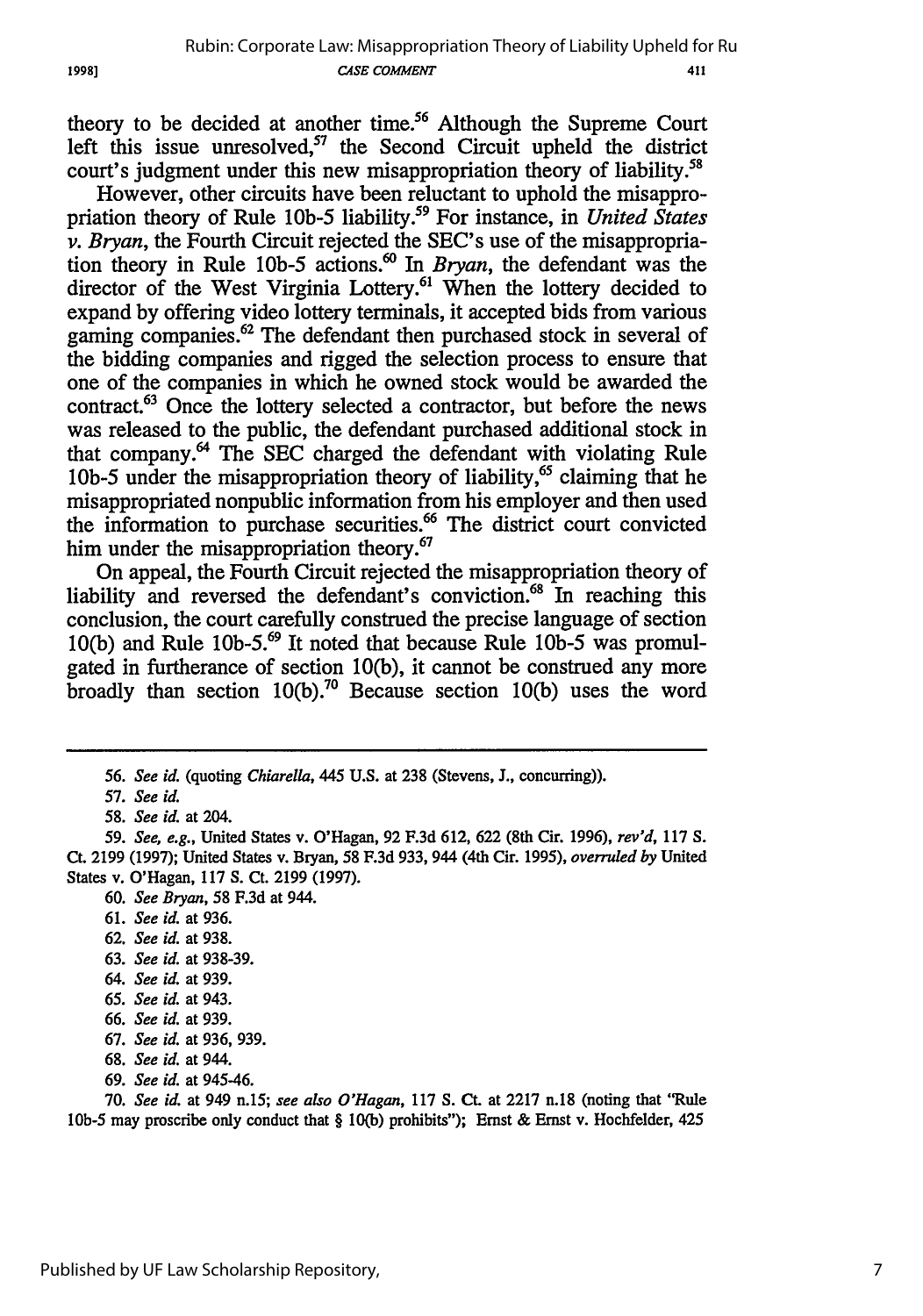theory to be decided at another time.[56] Although the Supreme Court left this issue unresolved,[57] the Second Circuit upheld the district court's judgment under this new misappropriation theory of liability.[58]

However, other circuits have been reluctant to uphold the misappropriation theory of Rule 10b-5 liability.[59] For instance, in *United States v. Bryan*, the Fourth Circuit rejected the SEC's use of the misappropriation theory in Rule 10b-5 actions.[60] In *Bryan*, the defendant was the director of the West Virginia Lottery.[61] When the lottery decided to expand by offering video lottery terminals, it accepted bids from various gaming companies.[62] The defendant then purchased stock in several of the bidding companies and rigged the selection process to ensure that one of the companies in which he owned stock would be awarded the contract.[63] Once the lottery selected a contractor, but before the news was released to the public, the defendant purchased additional stock in that company.[64] The SEC charged the defendant with violating Rule 10b-5 under the misappropriation theory of liability,[65] claiming that he misappropriated nonpublic information from his employer and then used the information to purchase securities.[66] The district court convicted him under the misappropriation theory.[67]

On appeal, the Fourth Circuit rejected the misappropriation theory of liability and reversed the defendant's conviction.[68] In reaching this conclusion, the court carefully construed the precise language of section 10(b) and Rule 10b-5.[69] It noted that because Rule 10b-5 was promulgated in furtherance of section 10(b), it cannot be construed any more broadly than section 10(b).[70] Because section 10(b) uses the word

---

56. *See id.* (quoting *Chiarella*, 445 U.S. at 238 (Stevens, J., concurring)).

57. *See id.*

58. *See id.* at 204.

59. *See, e.g.*, United States v. O'Hagan, 92 F.3d 612, 622 (8th Cir. 1996), *rev'd*, 117 S. Ct. 2199 (1997); United States v. Bryan, 58 F.3d 933, 944 (4th Cir. 1995), *overruled by* United States v. O'Hagan, 117 S. Ct. 2199 (1997).

60. *See Bryan*, 58 F.3d at 944.

61. *See id.* at 936.

62. *See id.* at 938.

63. *See id.* at 938-39.

64. *See id.* at 939.

65. *See id.* at 943.

66. *See id.* at 939.

67. *See id.* at 936, 939.

68. *See id.* at 944.

69. *See id.* at 945-46.

70. *See id.* at 949 n.15; *see also O'Hagan*, 117 S. Ct. at 2217 n.18 (noting that "Rule 10b-5 may proscribe only conduct that § 10(b) prohibits"); Ernst & Ernst v. Hochfelder, 425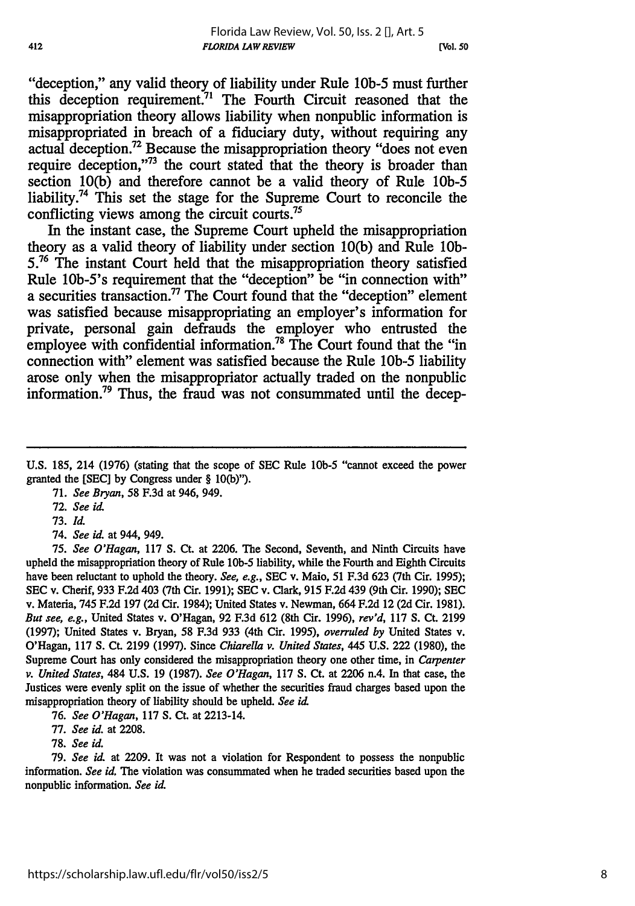"deception," any valid theory of liability under Rule 10b-5 must further this deception requirement.[71] The Fourth Circuit reasoned that the misappropriation theory allows liability when nonpublic information is misappropriated in breach of a fiduciary duty, without requiring any actual deception.[72] Because the misappropriation theory "does not even require deception,"[73] the court stated that the theory is broader than section 10(b) and therefore cannot be a valid theory of Rule 10b-5 liability.[74] This set the stage for the Supreme Court to reconcile the conflicting views among the circuit courts.[75]

In the instant case, the Supreme Court upheld the misappropriation theory as a valid theory of liability under section 10(b) and Rule 10b-5.[76] The instant Court held that the misappropriation theory satisfied Rule 10b-5's requirement that the "deception" be "in connection with" a securities transaction.[77] The Court found that the "deception" element was satisfied because misappropriating an employer's information for private, personal gain defrauds the employer who entrusted the employee with confidential information.[78] The Court found that the "in connection with" element was satisfied because the Rule 10b-5 liability arose only when the misappropriator actually traded on the nonpublic information.[79] Thus, the fraud was not consummated until the decep-

---

U.S. 185, 214 (1976) (stating that the scope of SEC Rule 10b-5 "cannot exceed the power granted the [SEC] by Congress under § 10(b)").

71. *See Bryan*, 58 F.3d at 946, 949.

72. *See id.*

73. *Id.*

74. *See id.* at 944, 949.

75. *See O'Hagan*, 117 S. Ct. at 2206. The Second, Seventh, and Ninth Circuits have upheld the misappropriation theory of Rule 10b-5 liability, while the Fourth and Eighth Circuits have been reluctant to uphold the theory. *See, e.g.*, SEC v. Maio, 51 F.3d 623 (7th Cir. 1995); SEC v. Cherif, 933 F.2d 403 (7th Cir. 1991); SEC v. Clark, 915 F.2d 439 (9th Cir. 1990); SEC v. Materia, 745 F.2d 197 (2d Cir. 1984); United States v. Newman, 664 F.2d 12 (2d Cir. 1981). *But see, e.g.*, United States v. O'Hagan, 92 F.3d 612 (8th Cir. 1996), *rev'd*, 117 S. Ct. 2199 (1997); United States v. Bryan, 58 F.3d 933 (4th Cir. 1995), *overruled by* United States v. O'Hagan, 117 S. Ct. 2199 (1997). Since *Chiarella v. United States*, 445 U.S. 222 (1980), the Supreme Court has only considered the misappropriation theory one other time, in *Carpenter v. United States*, 484 U.S. 19 (1987). *See O'Hagan*, 117 S. Ct. at 2206 n.4. In that case, the Justices were evenly split on the issue of whether the securities fraud charges based upon the misappropriation theory of liability should be upheld. *See id.*

76. *See O'Hagan*, 117 S. Ct. at 2213-14.

77. *See id.* at 2208.

78. *See id.*

79. *See id.* at 2209. It was not a violation for Respondent to possess the nonpublic information. *See id.* The violation was consummated when he traded securities based upon the nonpublic information. *See id.*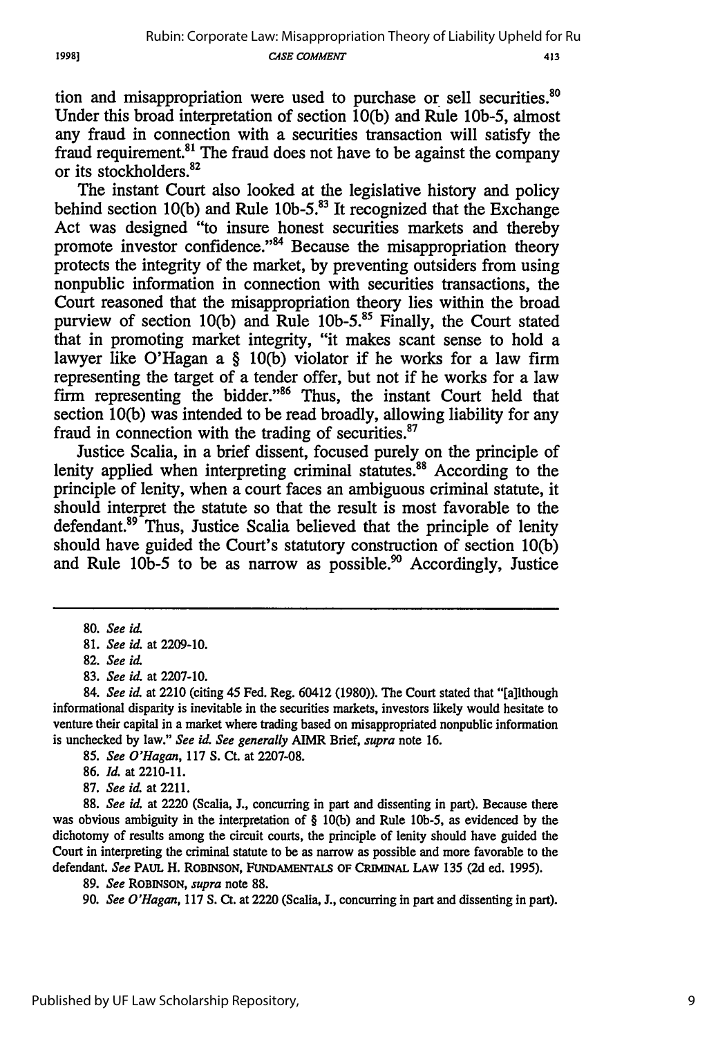tion and misappropriation were used to purchase or sell securities.[80] Under this broad interpretation of section 10(b) and Rule 10b-5, almost any fraud in connection with a securities transaction will satisfy the fraud requirement.[81] The fraud does not have to be against the company or its stockholders.[82]

The instant Court also looked at the legislative history and policy behind section 10(b) and Rule 10b-5.[83] It recognized that the Exchange Act was designed "to insure honest securities markets and thereby promote investor confidence."[84] Because the misappropriation theory protects the integrity of the market, by preventing outsiders from using nonpublic information in connection with securities transactions, the Court reasoned that the misappropriation theory lies within the broad purview of section 10(b) and Rule 10b-5.[85] Finally, the Court stated that in promoting market integrity, "it makes scant sense to hold a lawyer like O'Hagan a § 10(b) violator if he works for a law firm representing the target of a tender offer, but not if he works for a law firm representing the bidder."[86] Thus, the instant Court held that section 10(b) was intended to be read broadly, allowing liability for any fraud in connection with the trading of securities.[87]

Justice Scalia, in a brief dissent, focused purely on the principle of lenity applied when interpreting criminal statutes.[88] According to the principle of lenity, when a court faces an ambiguous criminal statute, it should interpret the statute so that the result is most favorable to the defendant.[89] Thus, Justice Scalia believed that the principle of lenity should have guided the Court's statutory construction of section 10(b) and Rule 10b-5 to be as narrow as possible.[90] Accordingly, Justice

---

80. *See id.*

81. *See id.* at 2209-10.

82. *See id.*

83. *See id.* at 2207-10.

84. *See id.* at 2210 (citing 45 Fed. Reg. 60412 (1980)). The Court stated that "[a]lthough informational disparity is inevitable in the securities markets, investors likely would hesitate to venture their capital in a market where trading based on misappropriated nonpublic information is unchecked by law." *See id. See generally* AIMR Brief, *supra* note 16.

85. *See O'Hagan*, 117 S. Ct. at 2207-08.

86. *Id.* at 2210-11.

87. *See id.* at 2211.

88. *See id.* at 2220 (Scalia, J., concurring in part and dissenting in part). Because there was obvious ambiguity in the interpretation of § 10(b) and Rule 10b-5, as evidenced by the dichotomy of results among the circuit courts, the principle of lenity should have guided the Court in interpreting the criminal statute to be as narrow as possible and more favorable to the defendant. *See* PAUL H. ROBINSON, FUNDAMENTALS OF CRIMINAL LAW 135 (2d ed. 1995).

89. *See* ROBINSON, *supra* note 88.

90. *See O'Hagan*, 117 S. Ct. at 2220 (Scalia, J., concurring in part and dissenting in part).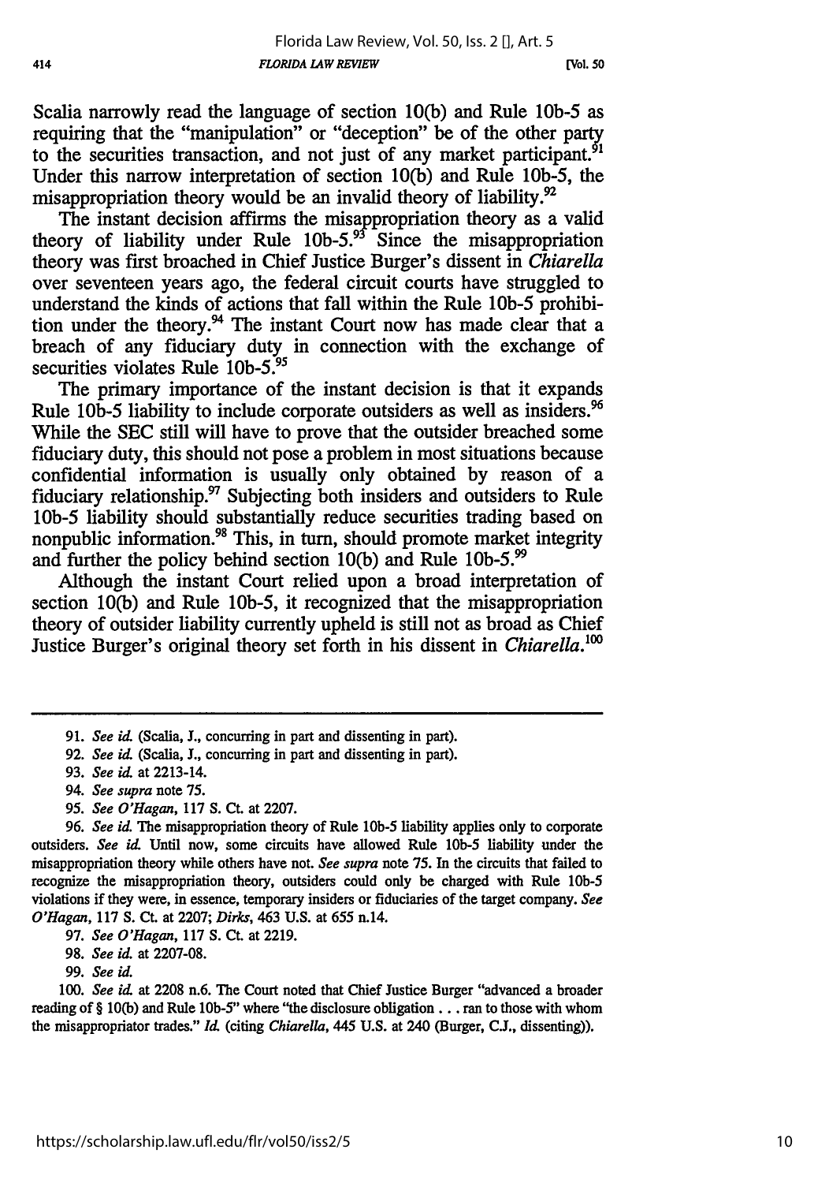Scalia narrowly read the language of section 10(b) and Rule 10b-5 as requiring that the "manipulation" or "deception" be of the other party to the securities transaction, and not just of any market participant.[91] Under this narrow interpretation of section 10(b) and Rule 10b-5, the misappropriation theory would be an invalid theory of liability.[92]

The instant decision affirms the misappropriation theory as a valid theory of liability under Rule 10b-5.[93] Since the misappropriation theory was first broached in Chief Justice Burger's dissent in *Chiarella* over seventeen years ago, the federal circuit courts have struggled to understand the kinds of actions that fall within the Rule 10b-5 prohibition under the theory.[94] The instant Court now has made clear that a breach of any fiduciary duty in connection with the exchange of securities violates Rule 10b-5.[95]

The primary importance of the instant decision is that it expands Rule 10b-5 liability to include corporate outsiders as well as insiders.[96] While the SEC still will have to prove that the outsider breached some fiduciary duty, this should not pose a problem in most situations because confidential information is usually only obtained by reason of a fiduciary relationship.[97] Subjecting both insiders and outsiders to Rule 10b-5 liability should substantially reduce securities trading based on nonpublic information.[98] This, in turn, should promote market integrity and further the policy behind section 10(b) and Rule 10b-5.[99]

Although the instant Court relied upon a broad interpretation of section 10(b) and Rule 10b-5, it recognized that the misappropriation theory of outsider liability currently upheld is still not as broad as Chief Justice Burger's original theory set forth in his dissent in *Chiarella*.[100]

---

91. *See id.* (Scalia, J., concurring in part and dissenting in part).

92. *See id.* (Scalia, J., concurring in part and dissenting in part).

93. *See id.* at 2213-14.

94. *See supra* note 75.

95. *See O'Hagan*, 117 S. Ct. at 2207.

96. *See id.* The misappropriation theory of Rule 10b-5 liability applies only to corporate outsiders. *See id.* Until now, some circuits have allowed Rule 10b-5 liability under the misappropriation theory while others have not. *See supra* note 75. In the circuits that failed to recognize the misappropriation theory, outsiders could only be charged with Rule 10b-5 violations if they were, in essence, temporary insiders or fiduciaries of the target company. *See O'Hagan*, 117 S. Ct. at 2207; *Dirks*, 463 U.S. at 655 n.14.

97. *See O'Hagan*, 117 S. Ct. at 2219.

98. *See id.* at 2207-08.

99. *See id.*

100. *See id.* at 2208 n.6. The Court noted that Chief Justice Burger "advanced a broader reading of § 10(b) and Rule 10b-5" where "the disclosure obligation . . . ran to those with whom the misappropriator trades." *Id.* (citing *Chiarella*, 445 U.S. at 240 (Burger, C.J., dissenting)).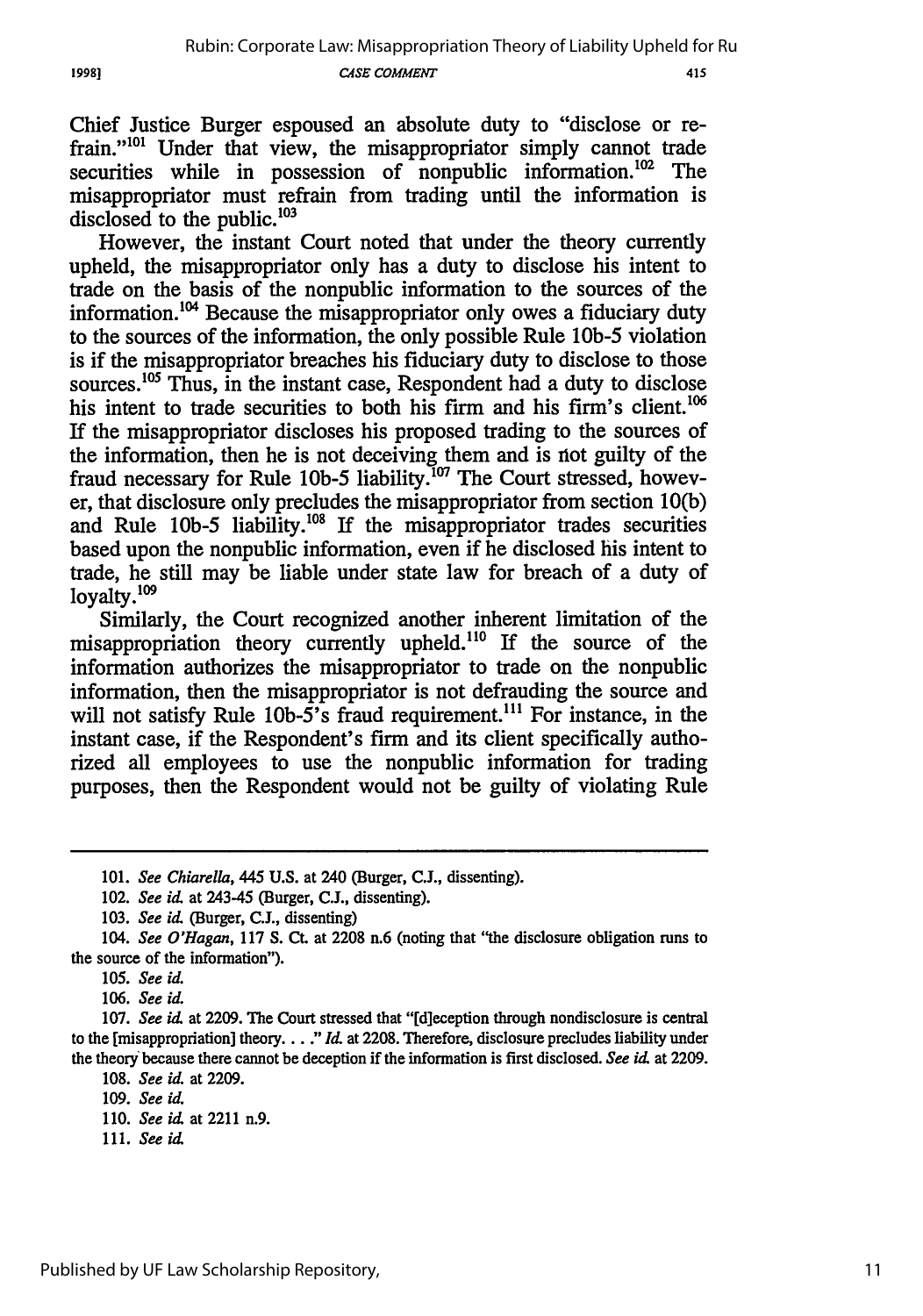Chief Justice Burger espoused an absolute duty to "disclose or refrain."[101] Under that view, the misappropriator simply cannot trade securities while in possession of nonpublic information.[102] The misappropriator must refrain from trading until the information is disclosed to the public.[103]

However, the instant Court noted that under the theory currently upheld, the misappropriator only has a duty to disclose his intent to trade on the basis of the nonpublic information to the sources of the information.[104] Because the misappropriator only owes a fiduciary duty to the sources of the information, the only possible Rule 10b-5 violation is if the misappropriator breaches his fiduciary duty to disclose to those sources.[105] Thus, in the instant case, Respondent had a duty to disclose his intent to trade securities to both his firm and his firm's client.[106] If the misappropriator discloses his proposed trading to the sources of the information, then he is not deceiving them and is not guilty of the fraud necessary for Rule 10b-5 liability.[107] The Court stressed, however, that disclosure only precludes the misappropriator from section 10(b) and Rule 10b-5 liability.[108] If the misappropriator trades securities based upon the nonpublic information, even if he disclosed his intent to trade, he still may be liable under state law for breach of a duty of loyalty.[109]

Similarly, the Court recognized another inherent limitation of the misappropriation theory currently upheld.[110] If the source of the information authorizes the misappropriator to trade on the nonpublic information, then the misappropriator is not defrauding the source and will not satisfy Rule 10b-5's fraud requirement.[111] For instance, in the instant case, if the Respondent's firm and its client specifically authorized all employees to use the nonpublic information for trading purposes, then the Respondent would not be guilty of violating Rule

---

101. *See Chiarella*, 445 U.S. at 240 (Burger, C.J., dissenting).

102. *See id.* at 243-45 (Burger, C.J., dissenting).

103. *See id.* (Burger, C.J., dissenting)

104. *See O'Hagan*, 117 S. Ct. at 2208 n.6 (noting that "the disclosure obligation runs to the source of the information").

105. *See id.*

106. *See id.*

107. *See id.* at 2209. The Court stressed that "[d]eception through nondisclosure is central to the [misappropriation] theory. . . ." *Id.* at 2208. Therefore, disclosure precludes liability under the theory because there cannot be deception if the information is first disclosed. *See id.* at 2209.

108. *See id.* at 2209.

109. *See id.*

110. *See id.* at 2211 n.9.

111. *See id.*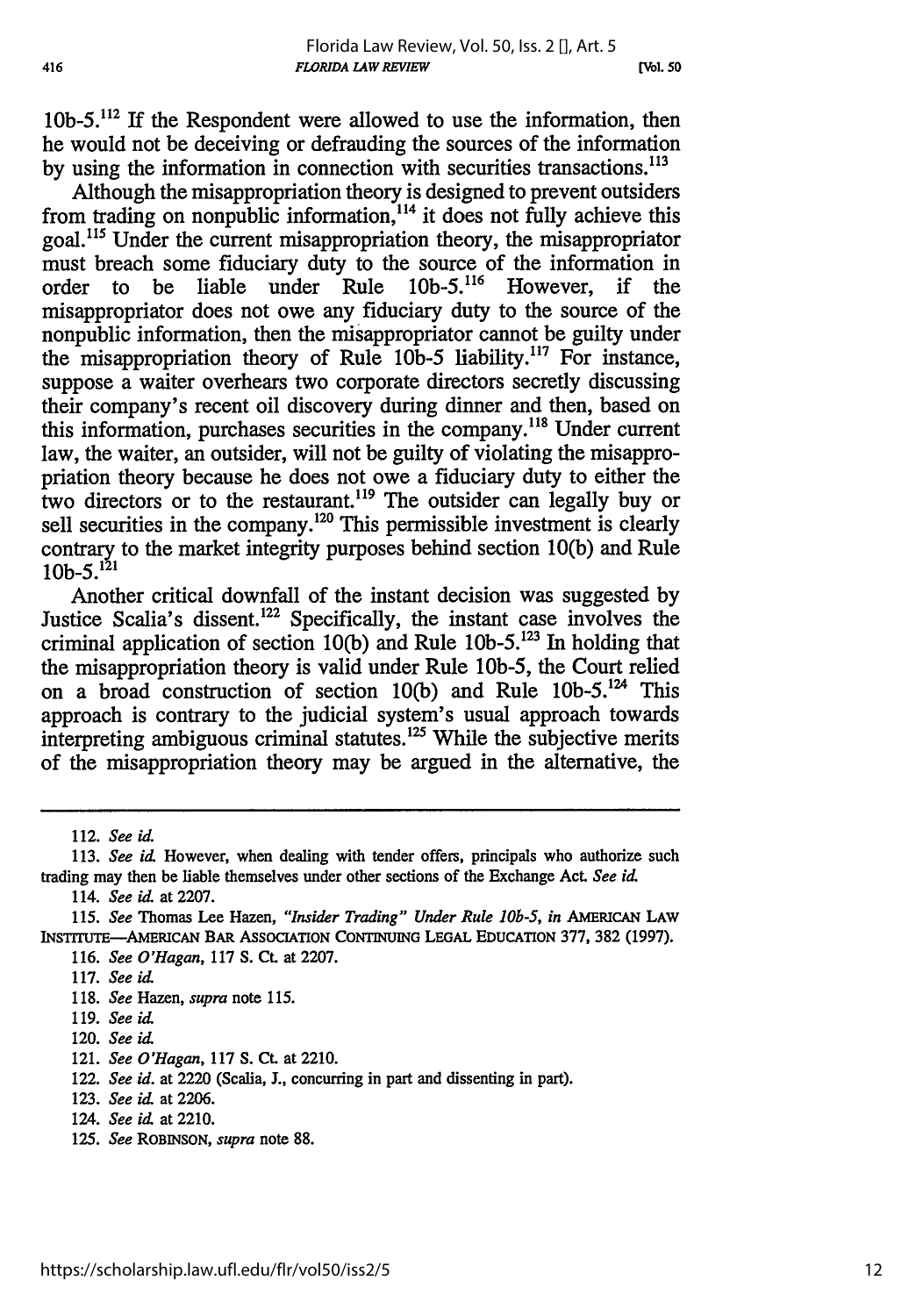10b-5.[112] If the Respondent were allowed to use the information, then he would not be deceiving or defrauding the sources of the information by using the information in connection with securities transactions.[113]

Although the misappropriation theory is designed to prevent outsiders from trading on nonpublic information,[114] it does not fully achieve this goal.[115] Under the current misappropriation theory, the misappropriator must breach some fiduciary duty to the source of the information in order to be liable under Rule 10b-5.[116] However, if the misappropriator does not owe any fiduciary duty to the source of the nonpublic information, then the misappropriator cannot be guilty under the misappropriation theory of Rule 10b-5 liability.[117] For instance, suppose a waiter overhears two corporate directors secretly discussing their company's recent oil discovery during dinner and then, based on this information, purchases securities in the company.[118] Under current law, the waiter, an outsider, will not be guilty of violating the misappropriation theory because he does not owe a fiduciary duty to either the two directors or to the restaurant.[119] The outsider can legally buy or sell securities in the company.[120] This permissible investment is clearly contrary to the market integrity purposes behind section 10(b) and Rule 10b-5.[121]

Another critical downfall of the instant decision was suggested by Justice Scalia's dissent.[122] Specifically, the instant case involves the criminal application of section 10(b) and Rule 10b-5.[123] In holding that the misappropriation theory is valid under Rule 10b-5, the Court relied on a broad construction of section 10(b) and Rule 10b-5.[124] This approach is contrary to the judicial system's usual approach towards interpreting ambiguous criminal statutes.[125] While the subjective merits of the misappropriation theory may be argued in the alternative, the

---

112. *See id.*

113. *See id.* However, when dealing with tender offers, principals who authorize such trading may then be liable themselves under other sections of the Exchange Act. *See id.*

114. *See id.* at 2207.

115. *See* Thomas Lee Hazen, *"Insider Trading" Under Rule 10b-5*, *in* AMERICAN LAW INSTITUTE—AMERICAN BAR ASSOCIATION CONTINUING LEGAL EDUCATION 377, 382 (1997).

116. *See O'Hagan*, 117 S. Ct. at 2207.

117. *See id.*

118. *See* Hazen, *supra* note 115.

119. *See id.*

120. *See id.*

121. *See O'Hagan*, 117 S. Ct. at 2210.

122. *See id.* at 2220 (Scalia, J., concurring in part and dissenting in part).

123. *See id.* at 2206.

124. *See id.* at 2210.

125. *See* ROBINSON, *supra* note 88.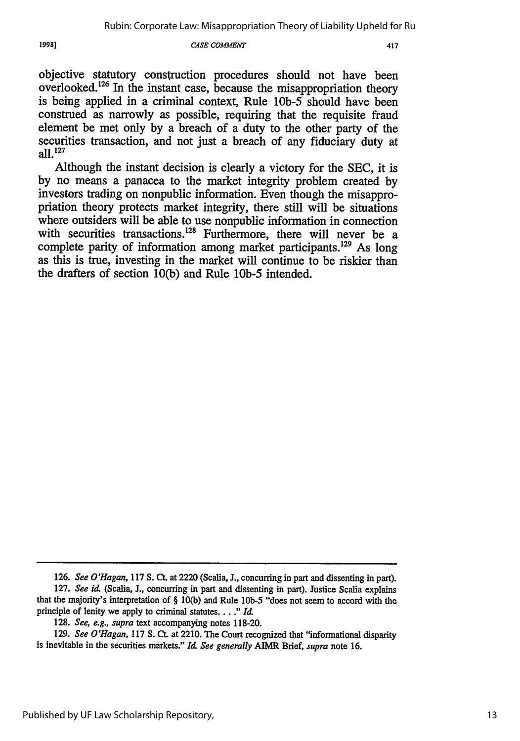objective statutory construction procedures should not have been overlooked.[126] In the instant case, because the misappropriation theory is being applied in a criminal context, Rule 10b-5 should have been construed as narrowly as possible, requiring that the requisite fraud element be met only by a breach of a duty to the other party of the securities transaction, and not just a breach of any fiduciary duty at all.[127]

Although the instant decision is clearly a victory for the SEC, it is by no means a panacea to the market integrity problem created by investors trading on nonpublic information. Even though the misappropriation theory protects market integrity, there still will be situations where outsiders will be able to use nonpublic information in connection with securities transactions.[128] Furthermore, there will never be a complete parity of information among market participants.[129] As long as this is true, investing in the market will continue to be riskier than the drafters of section 10(b) and Rule 10b-5 intended.

---

126. *See O'Hagan*, 117 S. Ct. at 2220 (Scalia, J., concurring in part and dissenting in part).

127. *See id.* (Scalia, J., concurring in part and dissenting in part). Justice Scalia explains that the majority's interpretation of § 10(b) and Rule 10b-5 "does not seem to accord with the principle of lenity we apply to criminal statutes. . . ." *Id.*

128. *See, e.g., supra* text accompanying notes 118-20.

129. *See O'Hagan*, 117 S. Ct. at 2210. The Court recognized that "informational disparity is inevitable in the securities markets." *Id. See generally* AIMR Brief, *supra* note 16.